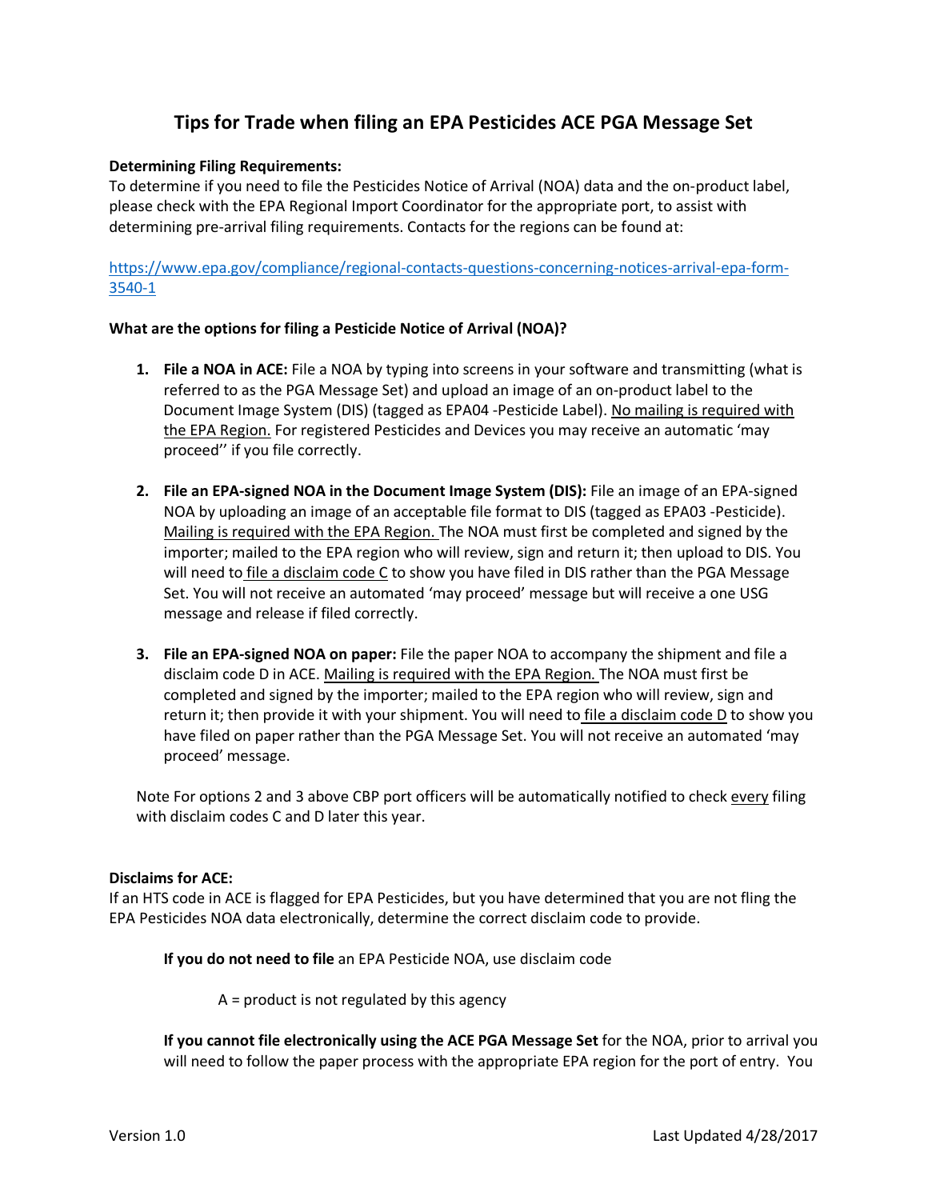# Tips for Trade when filing an EPA Pesticides ACE PGA Message Set

**Determining Filing Requirements:**
To determine if you need to file the Pesticides Notice of Arrival (NOA) data and the on-product label, please check with the EPA Regional Import Coordinator for the appropriate port, to assist with determining pre-arrival filing requirements. Contacts for the regions can be found at:

https://www.epa.gov/compliance/regional-contacts-questions-concerning-notices-arrival-epa-form-3540-1

**What are the options for filing a Pesticide Notice of Arrival (NOA)?**

1. **File a NOA in ACE:** File a NOA by typing into screens in your software and transmitting (what is referred to as the PGA Message Set) and upload an image of an on-product label to the Document Image System (DIS) (tagged as EPA04 -Pesticide Label). No mailing is required with the EPA Region. For registered Pesticides and Devices you may receive an automatic 'may proceed'' if you file correctly.

2. **File an EPA-signed NOA in the Document Image System (DIS):** File an image of an EPA-signed NOA by uploading an image of an acceptable file format to DIS (tagged as EPA03 -Pesticide). Mailing is required with the EPA Region. The NOA must first be completed and signed by the importer; mailed to the EPA region who will review, sign and return it; then upload to DIS. You will need to file a disclaim code C to show you have filed in DIS rather than the PGA Message Set. You will not receive an automated 'may proceed' message but will receive a one USG message and release if filed correctly.

3. **File an EPA-signed NOA on paper:** File the paper NOA to accompany the shipment and file a disclaim code D in ACE. Mailing is required with the EPA Region. The NOA must first be completed and signed by the importer; mailed to the EPA region who will review, sign and return it; then provide it with your shipment. You will need to file a disclaim code D to show you have filed on paper rather than the PGA Message Set. You will not receive an automated 'may proceed' message.

Note For options 2 and 3 above CBP port officers will be automatically notified to check every filing with disclaim codes C and D later this year.

**Disclaims for ACE:**
If an HTS code in ACE is flagged for EPA Pesticides, but you have determined that you are not fling the EPA Pesticides NOA data electronically, determine the correct disclaim code to provide.

**If you do not need to file** an EPA Pesticide NOA, use disclaim code

A = product is not regulated by this agency

**If you cannot file electronically using the ACE PGA Message Set** for the NOA, prior to arrival you will need to follow the paper process with the appropriate EPA region for the port of entry. You

Version 1.0 Last Updated 4/28/2017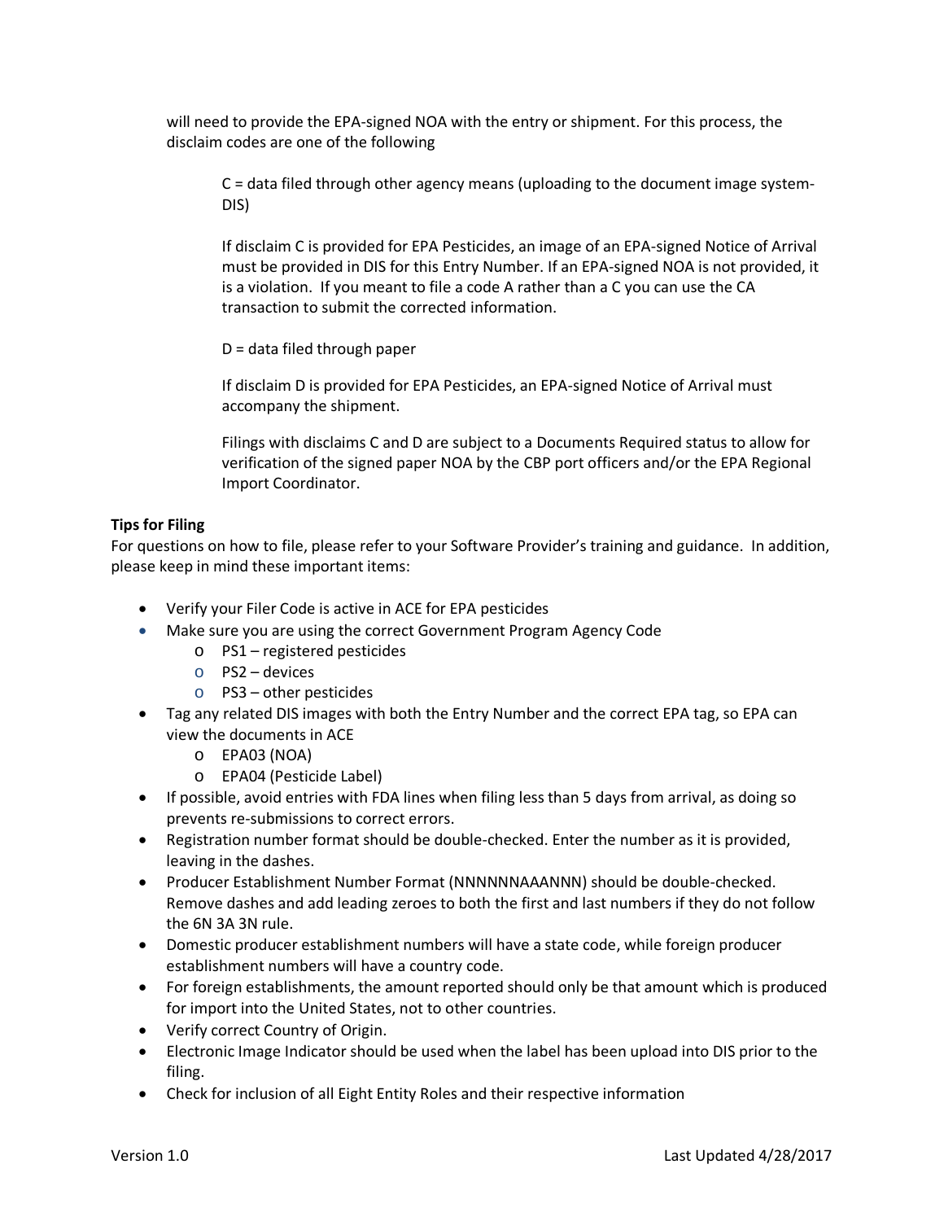will need to provide the EPA-signed NOA with the entry or shipment. For this process, the disclaim codes are one of the following

> C = data filed through other agency means (uploading to the document image system-DIS)
>
> If disclaim C is provided for EPA Pesticides, an image of an EPA-signed Notice of Arrival must be provided in DIS for this Entry Number. If an EPA-signed NOA is not provided, it is a violation. If you meant to file a code A rather than a C you can use the CA transaction to submit the corrected information.
>
> D = data filed through paper
>
> If disclaim D is provided for EPA Pesticides, an EPA-signed Notice of Arrival must accompany the shipment.
>
> Filings with disclaims C and D are subject to a Documents Required status to allow for verification of the signed paper NOA by the CBP port officers and/or the EPA Regional Import Coordinator.

**Tips for Filing**

For questions on how to file, please refer to your Software Provider's training and guidance. In addition, please keep in mind these important items:

- Verify your Filer Code is active in ACE for EPA pesticides
- Make sure you are using the correct Government Program Agency Code
  - PS1 – registered pesticides
  - PS2 – devices
  - PS3 – other pesticides
- Tag any related DIS images with both the Entry Number and the correct EPA tag, so EPA can view the documents in ACE
  - EPA03 (NOA)
  - EPA04 (Pesticide Label)
- If possible, avoid entries with FDA lines when filing less than 5 days from arrival, as doing so prevents re-submissions to correct errors.
- Registration number format should be double-checked. Enter the number as it is provided, leaving in the dashes.
- Producer Establishment Number Format (NNNNNNAAANNN) should be double-checked. Remove dashes and add leading zeroes to both the first and last numbers if they do not follow the 6N 3A 3N rule.
- Domestic producer establishment numbers will have a state code, while foreign producer establishment numbers will have a country code.
- For foreign establishments, the amount reported should only be that amount which is produced for import into the United States, not to other countries.
- Verify correct Country of Origin.
- Electronic Image Indicator should be used when the label has been upload into DIS prior to the filing.
- Check for inclusion of all Eight Entity Roles and their respective information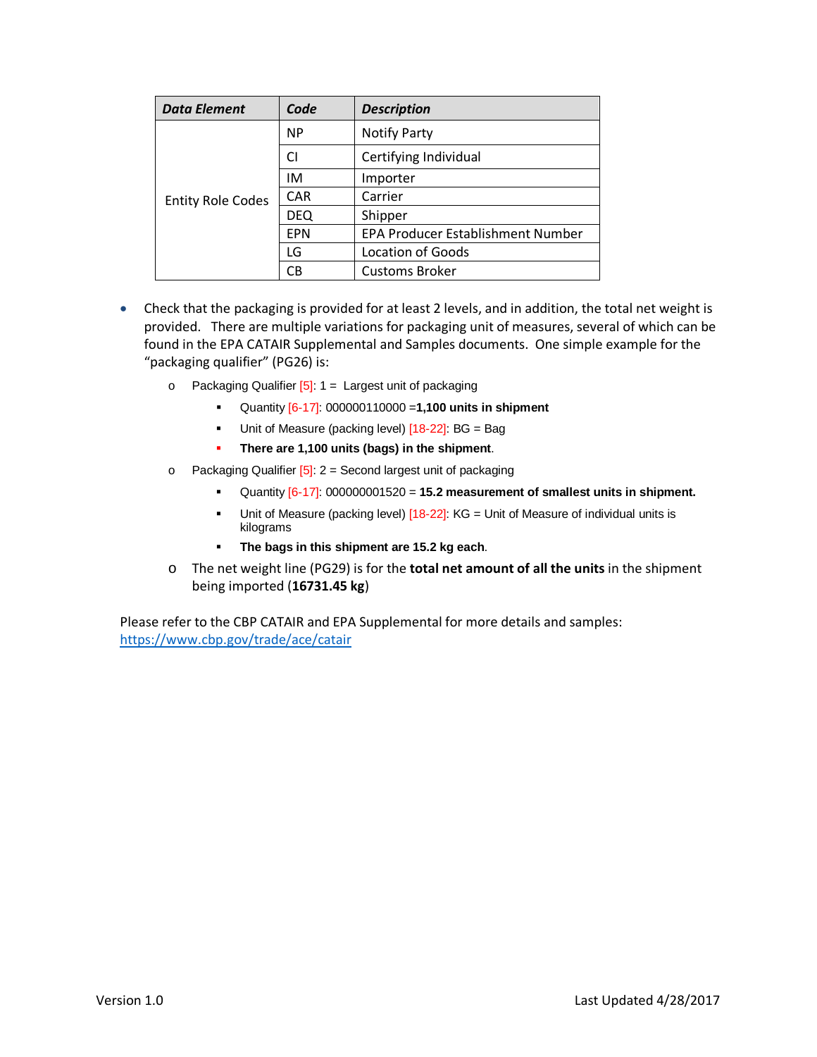| *Data Element* | *Code* | *Description* |
|---|---|---|
| Entity Role Codes | NP | Notify Party |
| | CI | Certifying Individual |
| | IM | Importer |
| | CAR | Carrier |
| | DEQ | Shipper |
| | EPN | EPA Producer Establishment Number |
| | LG | Location of Goods |
| | CB | Customs Broker |

- Check that the packaging is provided for at least 2 levels, and in addition, the total net weight is provided. There are multiple variations for packaging unit of measures, several of which can be found in the EPA CATAIR Supplemental and Samples documents. One simple example for the "packaging qualifier" (PG26) is:
  - Packaging Qualifier [5]: 1 = Largest unit of packaging
    - Quantity [6-17]: 000000110000 =**1,100 units in shipment**
    - Unit of Measure (packing level) [18-22]: BG = Bag
    - **There are 1,100 units (bags) in the shipment**.
  - Packaging Qualifier [5]: 2 = Second largest unit of packaging
    - Quantity [6-17]: 000000001520 = **15.2 measurement of smallest units in shipment.**
    - Unit of Measure (packing level) [18-22]: KG = Unit of Measure of individual units is kilograms
    - **The bags in this shipment are 15.2 kg each**.
  - The net weight line (PG29) is for the **total net amount of all the units** in the shipment being imported (**16731.45 kg**)

Please refer to the CBP CATAIR and EPA Supplemental for more details and samples: https://www.cbp.gov/trade/ace/catair